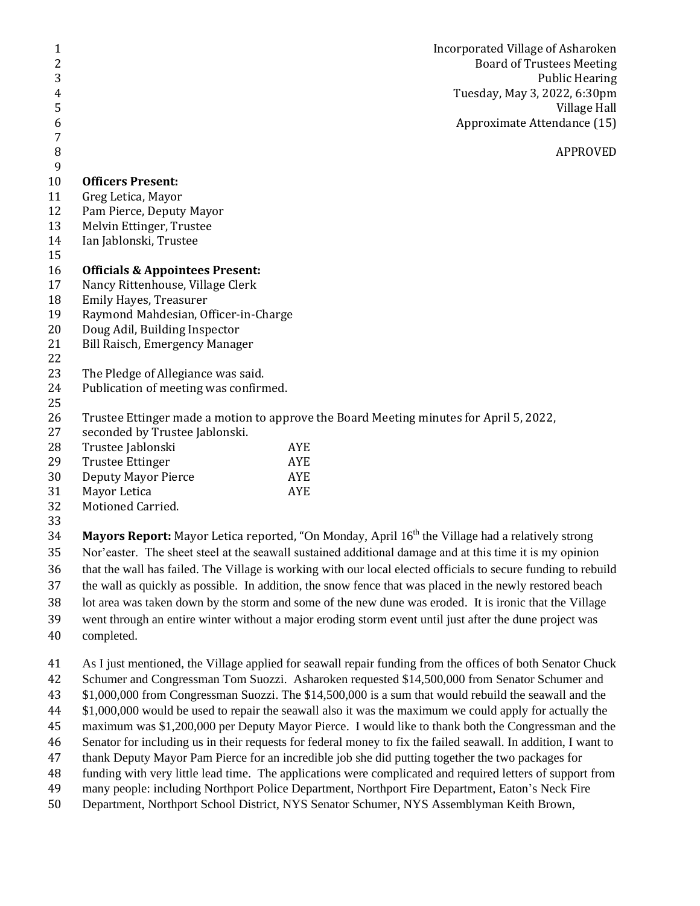Incorporated Village of Asharoken
Board of Trustees Meeting
Public Hearing
Tuesday, May 3, 2022, 6:30pm
Village Hall
Approximate Attendance (15)

APPROVED

**Officers Present:**
Greg Letica, Mayor
Pam Pierce, Deputy Mayor
Melvin Ettinger, Trustee
Ian Jablonski, Trustee

**Officials & Appointees Present:**
Nancy Rittenhouse, Village Clerk
Emily Hayes, Treasurer
Raymond Mahdesian, Officer-in-Charge
Doug Adil, Building Inspector
Bill Raisch, Emergency Manager

The Pledge of Allegiance was said.
Publication of meeting was confirmed.

Trustee Ettinger made a motion to approve the Board Meeting minutes for April 5, 2022, seconded by Trustee Jablonski.

| | |
|---|---|
| Trustee Jablonski | AYE |
| Trustee Ettinger | AYE |
| Deputy Mayor Pierce | AYE |
| Mayor Letica | AYE |

Motioned Carried.

**Mayors Report:** Mayor Letica reported, "On Monday, April 16th the Village had a relatively strong Nor'easter. The sheet steel at the seawall sustained additional damage and at this time it is my opinion that the wall has failed. The Village is working with our local elected officials to secure funding to rebuild the wall as quickly as possible. In addition, the snow fence that was placed in the newly restored beach lot area was taken down by the storm and some of the new dune was eroded. It is ironic that the Village went through an entire winter without a major eroding storm event until just after the dune project was completed.

As I just mentioned, the Village applied for seawall repair funding from the offices of both Senator Chuck Schumer and Congressman Tom Suozzi. Asharoken requested $14,500,000 from Senator Schumer and $1,000,000 from Congressman Suozzi. The $14,500,000 is a sum that would rebuild the seawall and the $1,000,000 would be used to repair the seawall also it was the maximum we could apply for actually the maximum was $1,200,000 per Deputy Mayor Pierce. I would like to thank both the Congressman and the Senator for including us in their requests for federal money to fix the failed seawall. In addition, I want to thank Deputy Mayor Pam Pierce for an incredible job she did putting together the two packages for funding with very little lead time. The applications were complicated and required letters of support from many people: including Northport Police Department, Northport Fire Department, Eaton's Neck Fire Department, Northport School District, NYS Senator Schumer, NYS Assemblyman Keith Brown,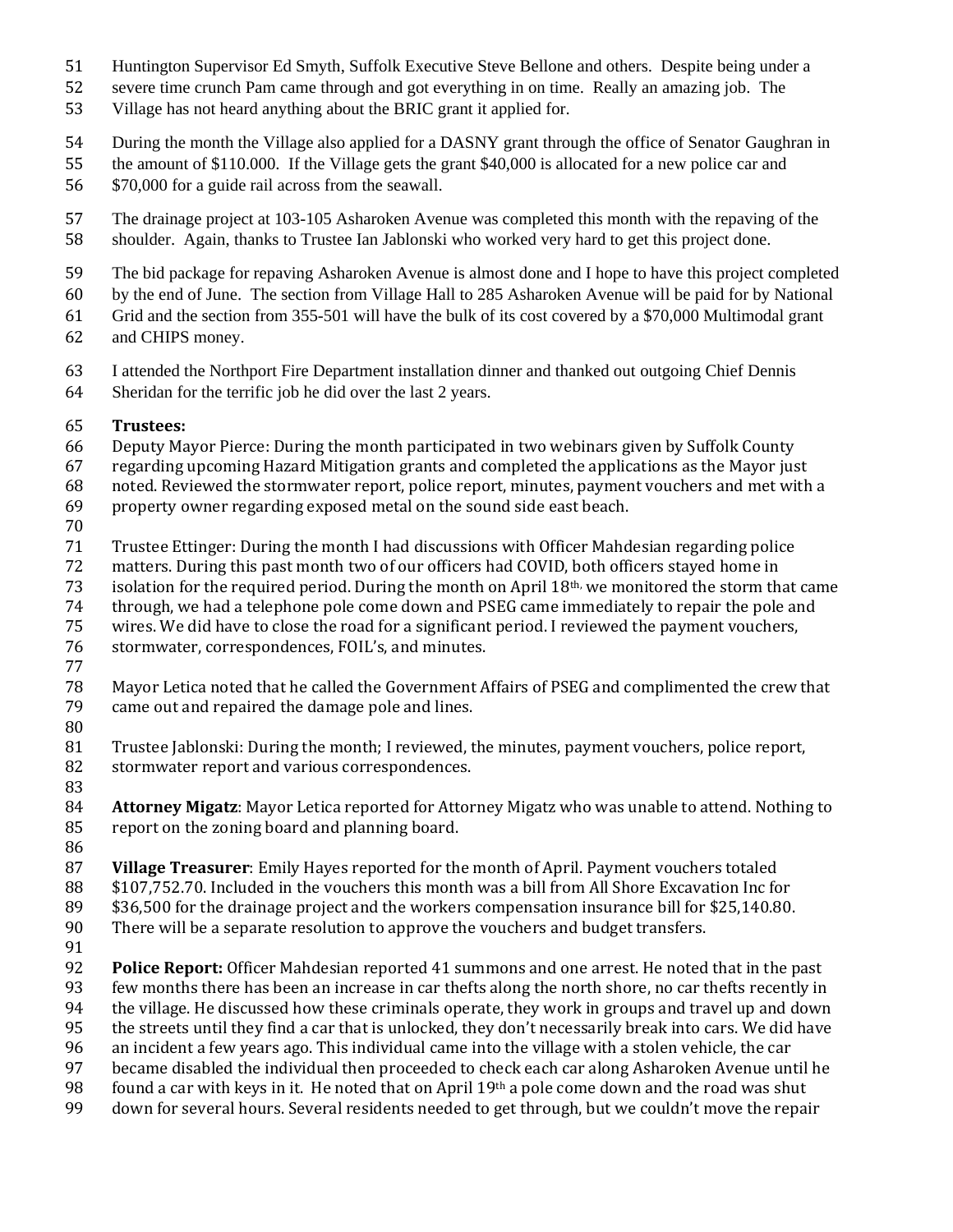Huntington Supervisor Ed Smyth, Suffolk Executive Steve Bellone and others. Despite being under a severe time crunch Pam came through and got everything in on time. Really an amazing job. The Village has not heard anything about the BRIC grant it applied for.

During the month the Village also applied for a DASNY grant through the office of Senator Gaughran in the amount of $110.000. If the Village gets the grant $40,000 is allocated for a new police car and $70,000 for a guide rail across from the seawall.

The drainage project at 103-105 Asharoken Avenue was completed this month with the repaving of the shoulder. Again, thanks to Trustee Ian Jablonski who worked very hard to get this project done.

The bid package for repaving Asharoken Avenue is almost done and I hope to have this project completed by the end of June. The section from Village Hall to 285 Asharoken Avenue will be paid for by National Grid and the section from 355-501 will have the bulk of its cost covered by a $70,000 Multimodal grant and CHIPS money.

I attended the Northport Fire Department installation dinner and thanked out outgoing Chief Dennis Sheridan for the terrific job he did over the last 2 years.

**Trustees:**

Deputy Mayor Pierce: During the month participated in two webinars given by Suffolk County regarding upcoming Hazard Mitigation grants and completed the applications as the Mayor just noted. Reviewed the stormwater report, police report, minutes, payment vouchers and met with a property owner regarding exposed metal on the sound side east beach.

Trustee Ettinger: During the month I had discussions with Officer Mahdesian regarding police matters. During this past month two of our officers had COVID, both officers stayed home in isolation for the required period. During the month on April 18th, we monitored the storm that came through, we had a telephone pole come down and PSEG came immediately to repair the pole and wires. We did have to close the road for a significant period. I reviewed the payment vouchers, stormwater, correspondences, FOIL's, and minutes.

Mayor Letica noted that he called the Government Affairs of PSEG and complimented the crew that came out and repaired the damage pole and lines.

Trustee Jablonski: During the month; I reviewed, the minutes, payment vouchers, police report, stormwater report and various correspondences.

**Attorney Migatz**: Mayor Letica reported for Attorney Migatz who was unable to attend. Nothing to report on the zoning board and planning board.

**Village Treasurer**: Emily Hayes reported for the month of April. Payment vouchers totaled $107,752.70. Included in the vouchers this month was a bill from All Shore Excavation Inc for $36,500 for the drainage project and the workers compensation insurance bill for $25,140.80. There will be a separate resolution to approve the vouchers and budget transfers.

**Police Report:** Officer Mahdesian reported 41 summons and one arrest. He noted that in the past few months there has been an increase in car thefts along the north shore, no car thefts recently in the village. He discussed how these criminals operate, they work in groups and travel up and down the streets until they find a car that is unlocked, they don't necessarily break into cars. We did have an incident a few years ago. This individual came into the village with a stolen vehicle, the car became disabled the individual then proceeded to check each car along Asharoken Avenue until he found a car with keys in it. He noted that on April 19th a pole come down and the road was shut down for several hours. Several residents needed to get through, but we couldn't move the repair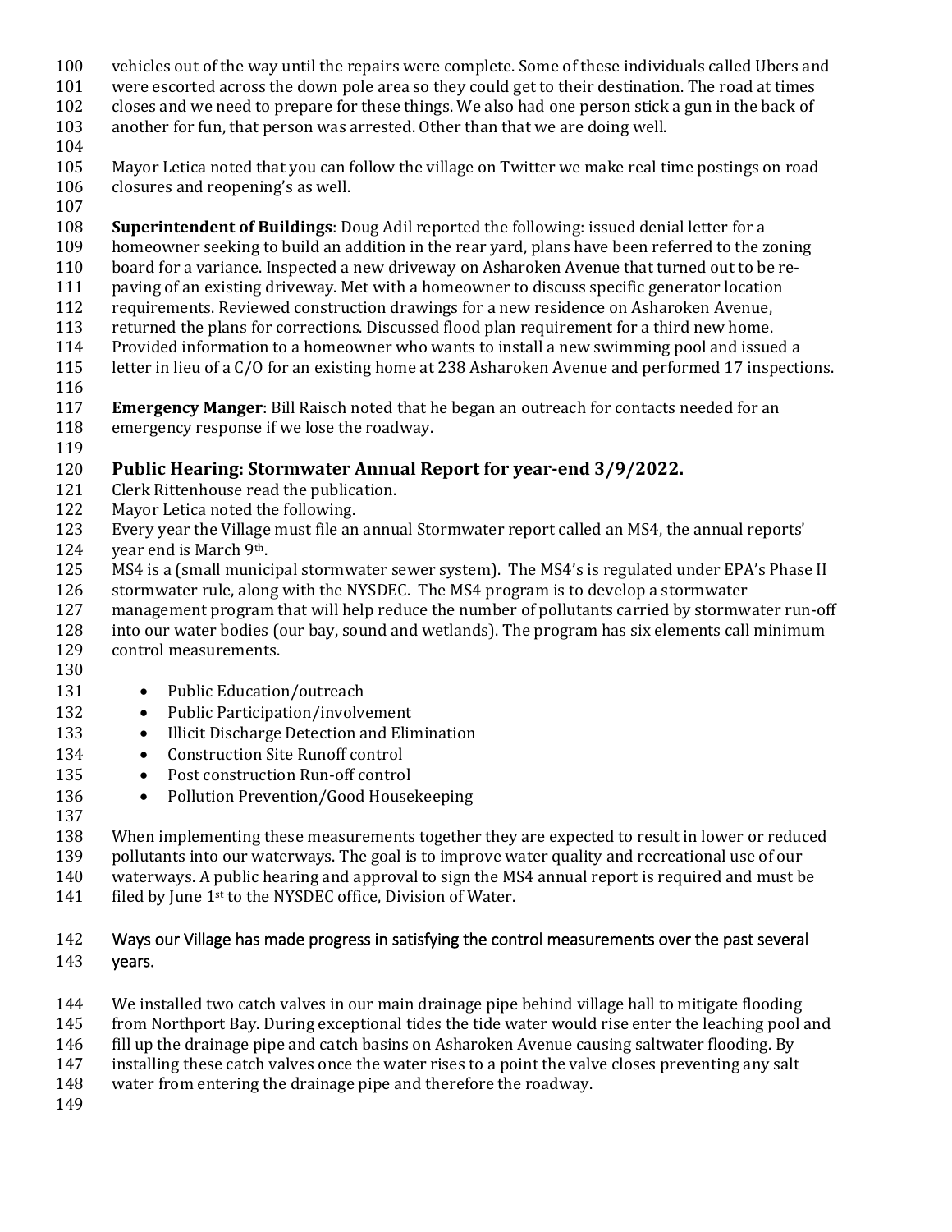vehicles out of the way until the repairs were complete. Some of these individuals called Ubers and were escorted across the down pole area so they could get to their destination. The road at times closes and we need to prepare for these things. We also had one person stick a gun in the back of another for fun, that person was arrested. Other than that we are doing well.

Mayor Letica noted that you can follow the village on Twitter we make real time postings on road closures and reopening's as well.

**Superintendent of Buildings**: Doug Adil reported the following: issued denial letter for a homeowner seeking to build an addition in the rear yard, plans have been referred to the zoning board for a variance. Inspected a new driveway on Asharoken Avenue that turned out to be re-paving of an existing driveway. Met with a homeowner to discuss specific generator location requirements. Reviewed construction drawings for a new residence on Asharoken Avenue, returned the plans for corrections. Discussed flood plan requirement for a third new home. Provided information to a homeowner who wants to install a new swimming pool and issued a letter in lieu of a C/O for an existing home at 238 Asharoken Avenue and performed 17 inspections.

**Emergency Manger**: Bill Raisch noted that he began an outreach for contacts needed for an emergency response if we lose the roadway.

## Public Hearing: Stormwater Annual Report for year-end 3/9/2022.

Clerk Rittenhouse read the publication.
Mayor Letica noted the following.
Every year the Village must file an annual Stormwater report called an MS4, the annual reports' year end is March 9th.
MS4 is a (small municipal stormwater sewer system). The MS4's is regulated under EPA's Phase II stormwater rule, along with the NYSDEC. The MS4 program is to develop a stormwater management program that will help reduce the number of pollutants carried by stormwater run-off into our water bodies (our bay, sound and wetlands). The program has six elements call minimum control measurements.

- Public Education/outreach
- Public Participation/involvement
- Illicit Discharge Detection and Elimination
- Construction Site Runoff control
- Post construction Run-off control
- Pollution Prevention/Good Housekeeping

When implementing these measurements together they are expected to result in lower or reduced pollutants into our waterways. The goal is to improve water quality and recreational use of our waterways. A public hearing and approval to sign the MS4 annual report is required and must be filed by June 1st to the NYSDEC office, Division of Water.

Ways our Village has made progress in satisfying the control measurements over the past several years.

We installed two catch valves in our main drainage pipe behind village hall to mitigate flooding from Northport Bay. During exceptional tides the tide water would rise enter the leaching pool and fill up the drainage pipe and catch basins on Asharoken Avenue causing saltwater flooding. By installing these catch valves once the water rises to a point the valve closes preventing any salt water from entering the drainage pipe and therefore the roadway.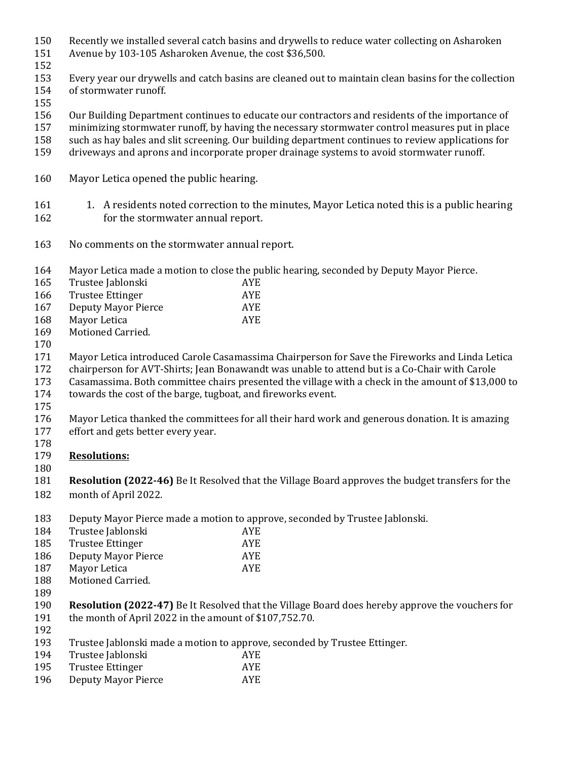Recently we installed several catch basins and drywells to reduce water collecting on Asharoken Avenue by 103-105 Asharoken Avenue, the cost $36,500.

Every year our drywells and catch basins are cleaned out to maintain clean basins for the collection of stormwater runoff.

Our Building Department continues to educate our contractors and residents of the importance of minimizing stormwater runoff, by having the necessary stormwater control measures put in place such as hay bales and slit screening. Our building department continues to review applications for driveways and aprons and incorporate proper drainage systems to avoid stormwater runoff.

Mayor Letica opened the public hearing.

1. A residents noted correction to the minutes, Mayor Letica noted this is a public hearing for the stormwater annual report.

No comments on the stormwater annual report.

Mayor Letica made a motion to close the public hearing, seconded by Deputy Mayor Pierce.

| | |
|---|---|
| Trustee Jablonski | AYE |
| Trustee Ettinger | AYE |
| Deputy Mayor Pierce | AYE |
| Mayor Letica | AYE |

Motioned Carried.

Mayor Letica introduced Carole Casamassima Chairperson for Save the Fireworks and Linda Letica chairperson for AVT-Shirts; Jean Bonawandt was unable to attend but is a Co-Chair with Carole Casamassima. Both committee chairs presented the village with a check in the amount of $13,000 to towards the cost of the barge, tugboat, and fireworks event.

Mayor Letica thanked the committees for all their hard work and generous donation. It is amazing effort and gets better every year.

**Resolutions:**

**Resolution (2022-46)** Be It Resolved that the Village Board approves the budget transfers for the month of April 2022.

Deputy Mayor Pierce made a motion to approve, seconded by Trustee Jablonski.

| | |
|---|---|
| Trustee Jablonski | AYE |
| Trustee Ettinger | AYE |
| Deputy Mayor Pierce | AYE |
| Mayor Letica | AYE |

Motioned Carried.

**Resolution (2022-47)** Be It Resolved that the Village Board does hereby approve the vouchers for the month of April 2022 in the amount of $107,752.70.

Trustee Jablonski made a motion to approve, seconded by Trustee Ettinger.

| | |
|---|---|
| Trustee Jablonski | AYE |
| Trustee Ettinger | AYE |
| Deputy Mayor Pierce | AYE |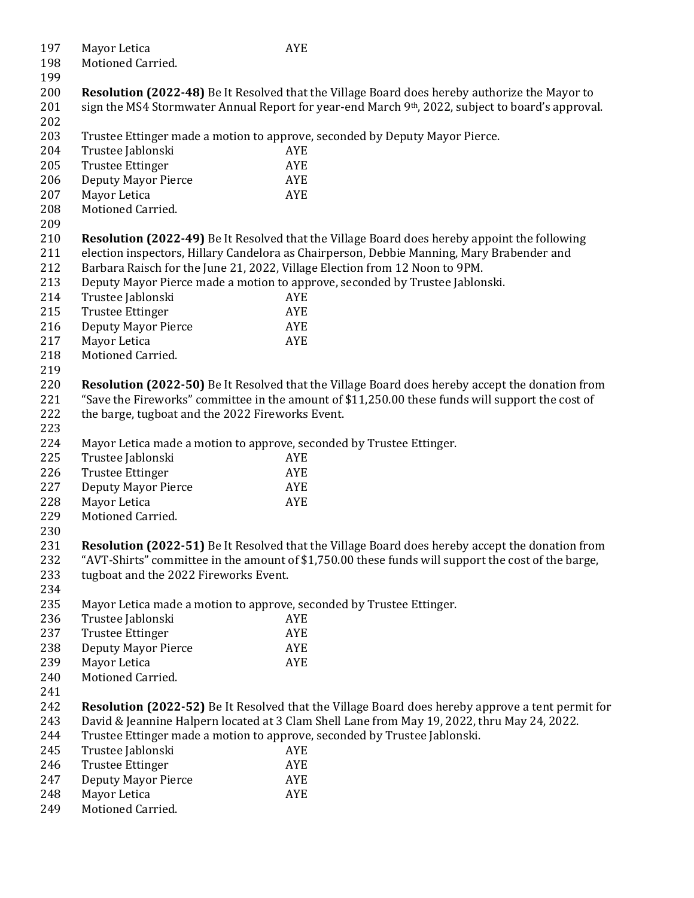Mayor Letica AYE
Motioned Carried.

**Resolution (2022-48)** Be It Resolved that the Village Board does hereby authorize the Mayor to sign the MS4 Stormwater Annual Report for year-end March 9th, 2022, subject to board's approval.

Trustee Ettinger made a motion to approve, seconded by Deputy Mayor Pierce.

| | |
|---|---|
| Trustee Jablonski | AYE |
| Trustee Ettinger | AYE |
| Deputy Mayor Pierce | AYE |
| Mayor Letica | AYE |

Motioned Carried.

**Resolution (2022-49)** Be It Resolved that the Village Board does hereby appoint the following election inspectors, Hillary Candelora as Chairperson, Debbie Manning, Mary Brabender and Barbara Raisch for the June 21, 2022, Village Election from 12 Noon to 9PM.
Deputy Mayor Pierce made a motion to approve, seconded by Trustee Jablonski.

| | |
|---|---|
| Trustee Jablonski | AYE |
| Trustee Ettinger | AYE |
| Deputy Mayor Pierce | AYE |
| Mayor Letica | AYE |

Motioned Carried.

**Resolution (2022-50)** Be It Resolved that the Village Board does hereby accept the donation from "Save the Fireworks" committee in the amount of $11,250.00 these funds will support the cost of the barge, tugboat and the 2022 Fireworks Event.

Mayor Letica made a motion to approve, seconded by Trustee Ettinger.

| | |
|---|---|
| Trustee Jablonski | AYE |
| Trustee Ettinger | AYE |
| Deputy Mayor Pierce | AYE |
| Mayor Letica | AYE |

Motioned Carried.

**Resolution (2022-51)** Be It Resolved that the Village Board does hereby accept the donation from "AVT-Shirts" committee in the amount of $1,750.00 these funds will support the cost of the barge, tugboat and the 2022 Fireworks Event.

Mayor Letica made a motion to approve, seconded by Trustee Ettinger.

| | |
|---|---|
| Trustee Jablonski | AYE |
| Trustee Ettinger | AYE |
| Deputy Mayor Pierce | AYE |
| Mayor Letica | AYE |

Motioned Carried.

**Resolution (2022-52)** Be It Resolved that the Village Board does hereby approve a tent permit for David & Jeannine Halpern located at 3 Clam Shell Lane from May 19, 2022, thru May 24, 2022.
Trustee Ettinger made a motion to approve, seconded by Trustee Jablonski.

| | |
|---|---|
| Trustee Jablonski | AYE |
| Trustee Ettinger | AYE |
| Deputy Mayor Pierce | AYE |
| Mayor Letica | AYE |

Motioned Carried.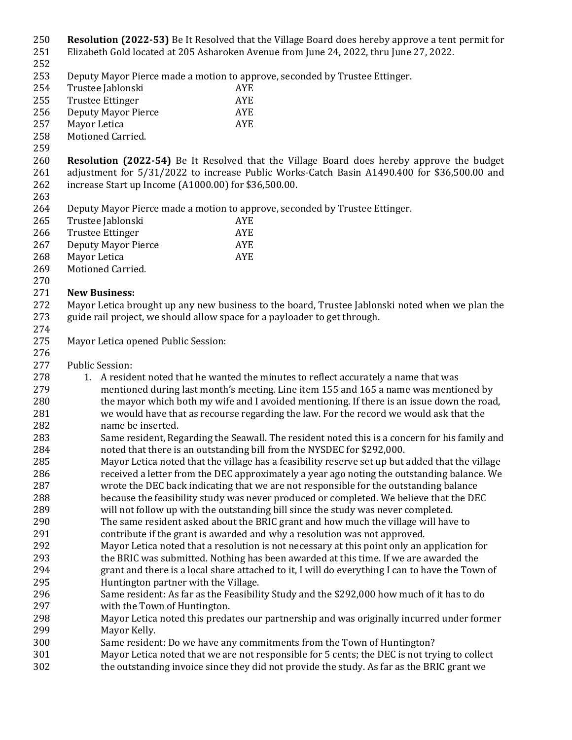**Resolution (2022-53)** Be It Resolved that the Village Board does hereby approve a tent permit for Elizabeth Gold located at 205 Asharoken Avenue from June 24, 2022, thru June 27, 2022.

Deputy Mayor Pierce made a motion to approve, seconded by Trustee Ettinger.

| | |
|---|---|
| Trustee Jablonski | AYE |
| Trustee Ettinger | AYE |
| Deputy Mayor Pierce | AYE |
| Mayor Letica | AYE |

Motioned Carried.

**Resolution (2022-54)** Be It Resolved that the Village Board does hereby approve the budget adjustment for 5/31/2022 to increase Public Works-Catch Basin A1490.400 for $36,500.00 and increase Start up Income (A1000.00) for $36,500.00.

Deputy Mayor Pierce made a motion to approve, seconded by Trustee Ettinger.

| | |
|---|---|
| Trustee Jablonski | AYE |
| Trustee Ettinger | AYE |
| Deputy Mayor Pierce | AYE |
| Mayor Letica | AYE |

Motioned Carried.

**New Business:**

Mayor Letica brought up any new business to the board, Trustee Jablonski noted when we plan the guide rail project, we should allow space for a payloader to get through.

Mayor Letica opened Public Session:

Public Session:

1. A resident noted that he wanted the minutes to reflect accurately a name that was mentioned during last month's meeting. Line item 155 and 165 a name was mentioned by the mayor which both my wife and I avoided mentioning. If there is an issue down the road, we would have that as recourse regarding the law. For the record we would ask that the name be inserted.
   Same resident, Regarding the Seawall. The resident noted this is a concern for his family and noted that there is an outstanding bill from the NYSDEC for $292,000.
   Mayor Letica noted that the village has a feasibility reserve set up but added that the village received a letter from the DEC approximately a year ago noting the outstanding balance. We wrote the DEC back indicating that we are not responsible for the outstanding balance because the feasibility study was never produced or completed. We believe that the DEC will not follow up with the outstanding bill since the study was never completed.
   The same resident asked about the BRIC grant and how much the village will have to contribute if the grant is awarded and why a resolution was not approved.
   Mayor Letica noted that a resolution is not necessary at this point only an application for the BRIC was submitted. Nothing has been awarded at this time. If we are awarded the grant and there is a local share attached to it, I will do everything I can to have the Town of Huntington partner with the Village.
   Same resident: As far as the Feasibility Study and the $292,000 how much of it has to do with the Town of Huntington.
   Mayor Letica noted this predates our partnership and was originally incurred under former Mayor Kelly.
   Same resident: Do we have any commitments from the Town of Huntington?
   Mayor Letica noted that we are not responsible for 5 cents; the DEC is not trying to collect the outstanding invoice since they did not provide the study. As far as the BRIC grant we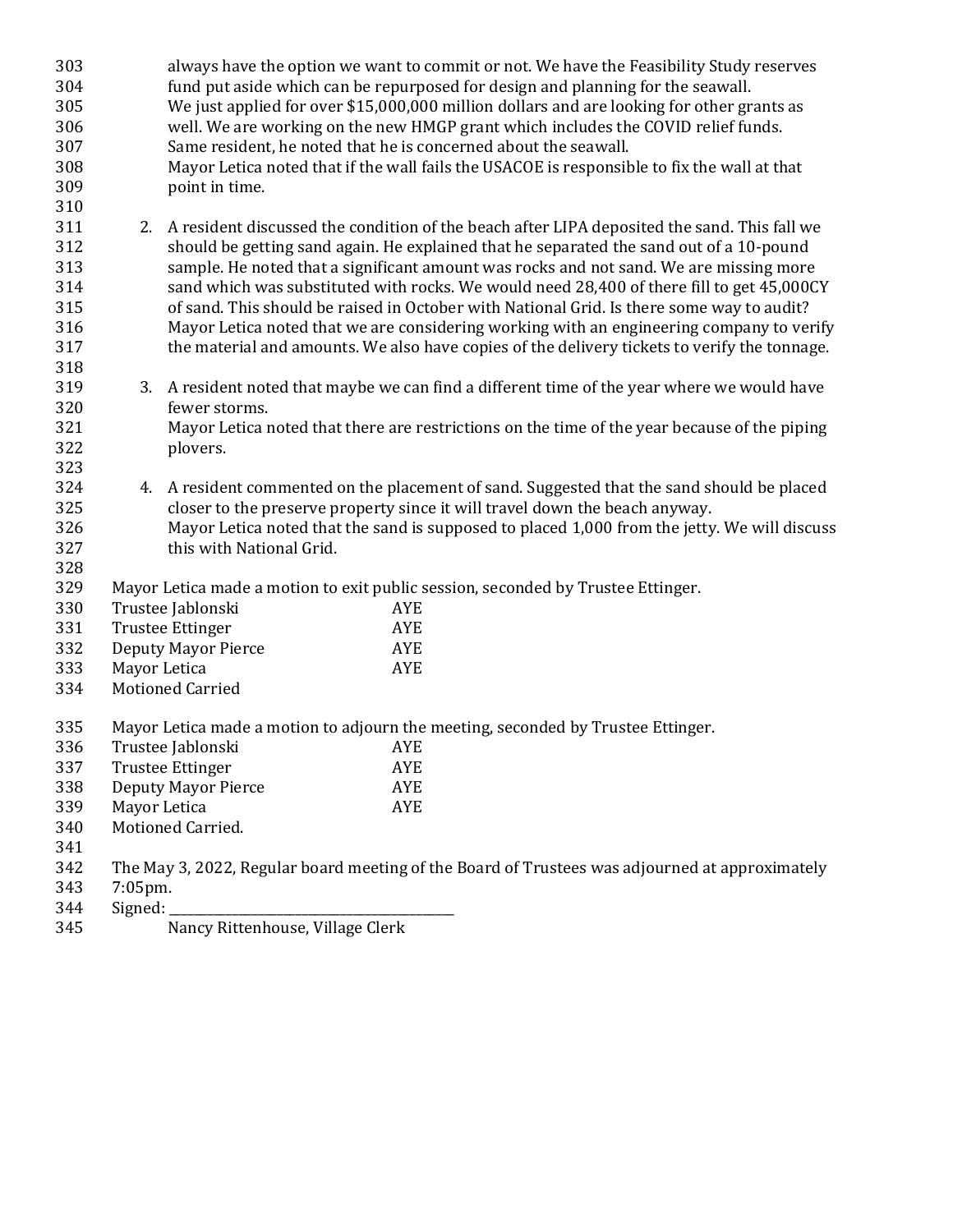always have the option we want to commit or not. We have the Feasibility Study reserves fund put aside which can be repurposed for design and planning for the seawall. We just applied for over $15,000,000 million dollars and are looking for other grants as well. We are working on the new HMGP grant which includes the COVID relief funds.
Same resident, he noted that he is concerned about the seawall.
Mayor Letica noted that if the wall fails the USACOE is responsible to fix the wall at that point in time.

2. A resident discussed the condition of the beach after LIPA deposited the sand. This fall we should be getting sand again. He explained that he separated the sand out of a 10-pound sample. He noted that a significant amount was rocks and not sand. We are missing more sand which was substituted with rocks. We would need 28,400 of there fill to get 45,000CY of sand. This should be raised in October with National Grid. Is there some way to audit?
Mayor Letica noted that we are considering working with an engineering company to verify the material and amounts. We also have copies of the delivery tickets to verify the tonnage.

3. A resident noted that maybe we can find a different time of the year where we would have fewer storms.
Mayor Letica noted that there are restrictions on the time of the year because of the piping plovers.

4. A resident commented on the placement of sand. Suggested that the sand should be placed closer to the preserve property since it will travel down the beach anyway.
Mayor Letica noted that the sand is supposed to placed 1,000 from the jetty. We will discuss this with National Grid.

Mayor Letica made a motion to exit public session, seconded by Trustee Ettinger.

| | |
|---|---|
| Trustee Jablonski | AYE |
| Trustee Ettinger | AYE |
| Deputy Mayor Pierce | AYE |
| Mayor Letica | AYE |

Motioned Carried

Mayor Letica made a motion to adjourn the meeting, seconded by Trustee Ettinger.

| | |
|---|---|
| Trustee Jablonski | AYE |
| Trustee Ettinger | AYE |
| Deputy Mayor Pierce | AYE |
| Mayor Letica | AYE |

Motioned Carried.

The May 3, 2022, Regular board meeting of the Board of Trustees was adjourned at approximately 7:05pm.

Signed: ______________________________

Nancy Rittenhouse, Village Clerk